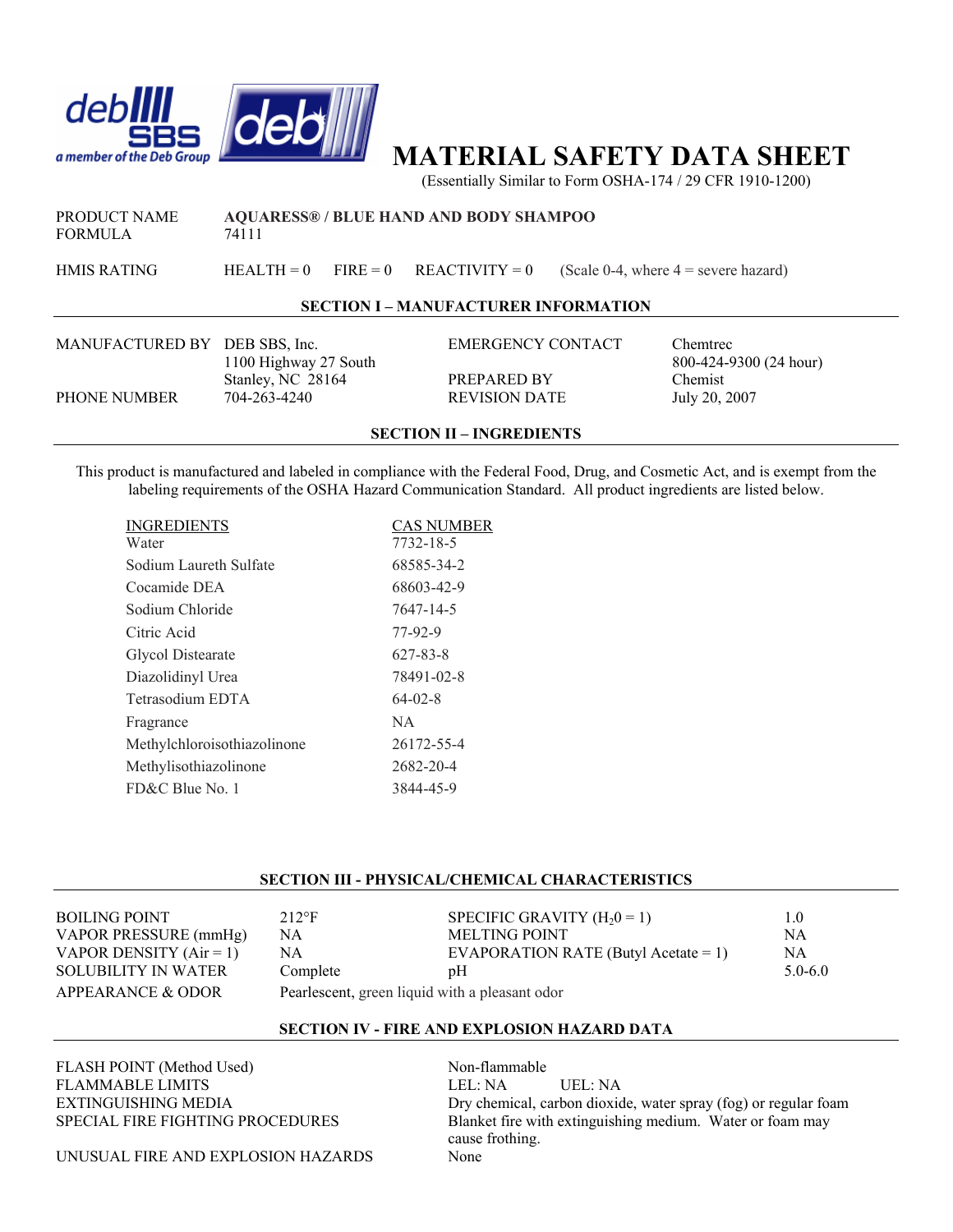deb SBS
*a member of the Deb Group*

# MATERIAL SAFETY DATA SHEET

(Essentially Similar to Form OSHA-174 / 29 CFR 1910-1200)

| | |
|---|---|
| PRODUCT NAME | **AQUARESS® / BLUE HAND AND BODY SHAMPOO** |
| FORMULA | 74111 |

HMIS RATING HEALTH = 0 FIRE = 0 REACTIVITY = 0 (Scale 0-4, where 4 = severe hazard)

## SECTION I – MANUFACTURER INFORMATION

| | | | |
|---|---|---|---|
| MANUFACTURED BY | DEB SBS, Inc.<br>1100 Highway 27 South<br>Stanley, NC 28164 | EMERGENCY CONTACT | Chemtrec<br>800-424-9300 (24 hour) |
| | | PREPARED BY | Chemist |
| PHONE NUMBER | 704-263-4240 | REVISION DATE | July 20, 2007 |

## SECTION II – INGREDIENTS

This product is manufactured and labeled in compliance with the Federal Food, Drug, and Cosmetic Act, and is exempt from the labeling requirements of the OSHA Hazard Communication Standard. All product ingredients are listed below.

| INGREDIENTS | CAS NUMBER |
|---|---|
| Water | 7732-18-5 |
| Sodium Laureth Sulfate | 68585-34-2 |
| Cocamide DEA | 68603-42-9 |
| Sodium Chloride | 7647-14-5 |
| Citric Acid | 77-92-9 |
| Glycol Distearate | 627-83-8 |
| Diazolidinyl Urea | 78491-02-8 |
| Tetrasodium EDTA | 64-02-8 |
| Fragrance | NA |
| Methylchloroisothiazolinone | 26172-55-4 |
| Methylisothiazolinone | 2682-20-4 |
| FD&C Blue No. 1 | 3844-45-9 |

## SECTION III - PHYSICAL/CHEMICAL CHARACTERISTICS

| | | | |
|---|---|---|---|
| BOILING POINT | 212°F | SPECIFIC GRAVITY ($H_20$ = 1) | 1.0 |
| VAPOR PRESSURE (mmHg) | NA | MELTING POINT | NA |
| VAPOR DENSITY (Air = 1) | NA | EVAPORATION RATE (Butyl Acetate = 1) | NA |
| SOLUBILITY IN WATER | Complete | pH | 5.0-6.0 |
| APPEARANCE & ODOR | Pearlescent, green liquid with a pleasant odor | | |

## SECTION IV - FIRE AND EXPLOSION HAZARD DATA

| | |
|---|---|
| FLASH POINT (Method Used) | Non-flammable |
| FLAMMABLE LIMITS | LEL: NA UEL: NA |
| EXTINGUISHING MEDIA | Dry chemical, carbon dioxide, water spray (fog) or regular foam |
| SPECIAL FIRE FIGHTING PROCEDURES | Blanket fire with extinguishing medium. Water or foam may cause frothing. |
| UNUSUAL FIRE AND EXPLOSION HAZARDS | None |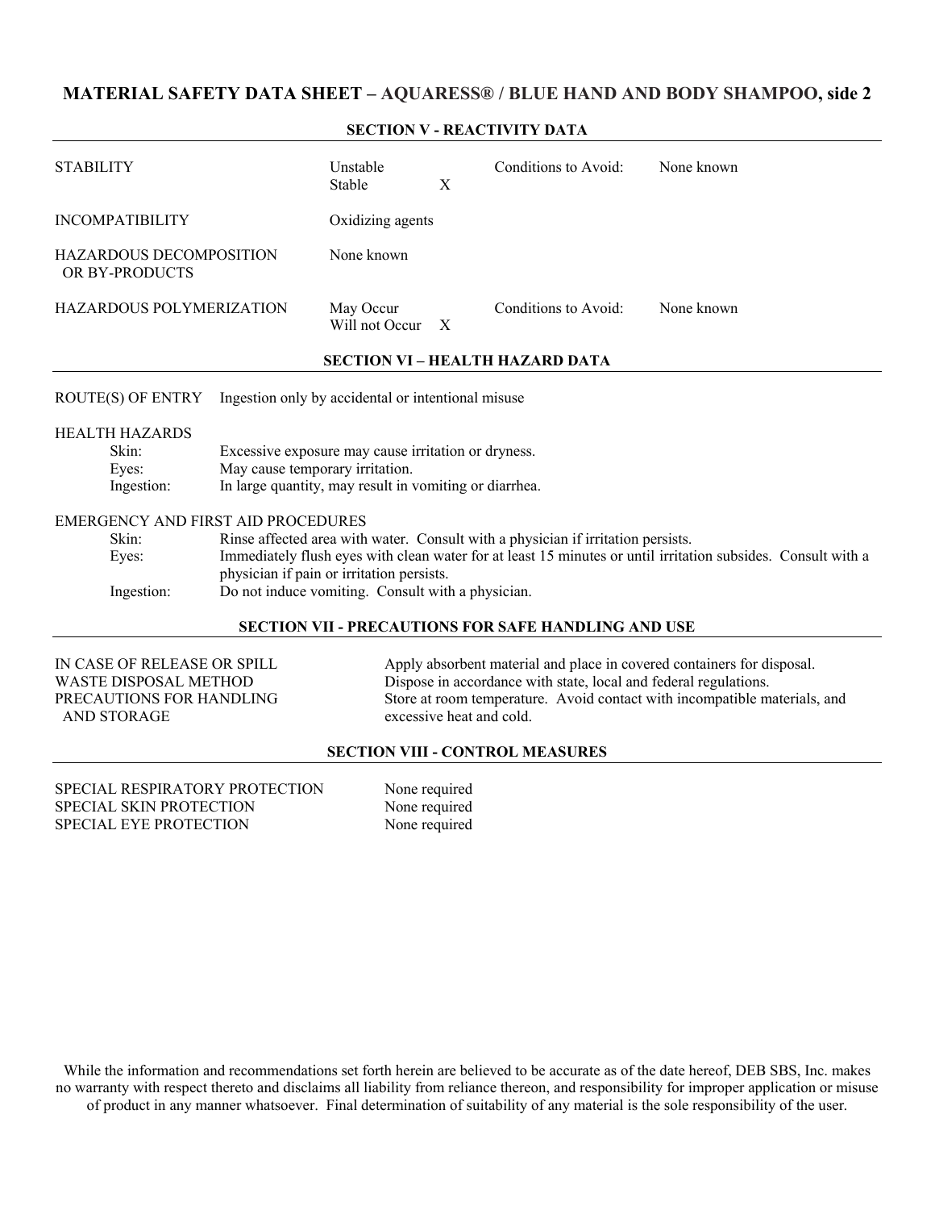# MATERIAL SAFETY DATA SHEET – AQUARESS® / BLUE HAND AND BODY SHAMPOO, side 2

## SECTION V - REACTIVITY DATA

| | | | | |
|---|---|---|---|---|
| STABILITY | Unstable<br>Stable | <br>X | Conditions to Avoid: | None known |
| INCOMPATIBILITY | Oxidizing agents | | | |
| HAZARDOUS DECOMPOSITION OR BY-PRODUCTS | None known | | | |
| HAZARDOUS POLYMERIZATION | May Occur<br>Will not Occur | <br>X | Conditions to Avoid: | None known |

## SECTION VI – HEALTH HAZARD DATA

ROUTE(S) OF ENTRY Ingestion only by accidental or intentional misuse

HEALTH HAZARDS

- Skin: Excessive exposure may cause irritation or dryness.
- Eyes: May cause temporary irritation.
- Ingestion: In large quantity, may result in vomiting or diarrhea.

EMERGENCY AND FIRST AID PROCEDURES

- Skin: Rinse affected area with water. Consult with a physician if irritation persists.
- Eyes: Immediately flush eyes with clean water for at least 15 minutes or until irritation subsides. Consult with a physician if pain or irritation persists.
- Ingestion: Do not induce vomiting. Consult with a physician.

## SECTION VII - PRECAUTIONS FOR SAFE HANDLING AND USE

| | |
|---|---|
| IN CASE OF RELEASE OR SPILL | Apply absorbent material and place in covered containers for disposal. |
| WASTE DISPOSAL METHOD | Dispose in accordance with state, local and federal regulations. |
| PRECAUTIONS FOR HANDLING AND STORAGE | Store at room temperature. Avoid contact with incompatible materials, and excessive heat and cold. |

## SECTION VIII - CONTROL MEASURES

| | |
|---|---|
| SPECIAL RESPIRATORY PROTECTION | None required |
| SPECIAL SKIN PROTECTION | None required |
| SPECIAL EYE PROTECTION | None required |

While the information and recommendations set forth herein are believed to be accurate as of the date hereof, DEB SBS, Inc. makes no warranty with respect thereto and disclaims all liability from reliance thereon, and responsibility for improper application or misuse of product in any manner whatsoever. Final determination of suitability of any material is the sole responsibility of the user.